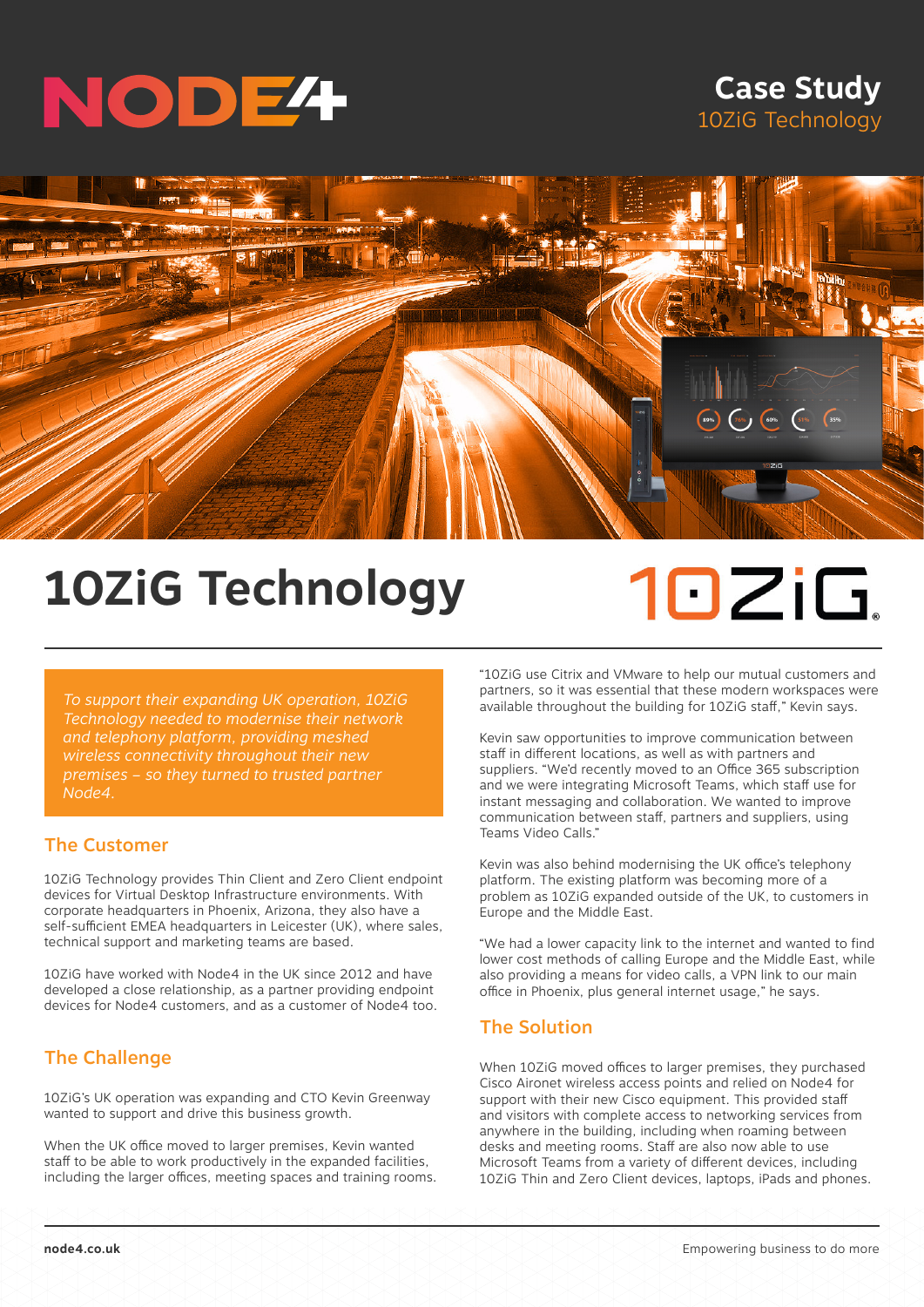# Case Study

10ZiG Technology

# 10ZiG Technology

*To support their expanding UK operation, 10ZiG Technology needed to modernise their network and telephony platform, providing meshed wireless connectivity throughout their new premises – so they turned to trusted partner Node4.*

## The Customer

10ZiG Technology provides Thin Client and Zero Client endpoint devices for Virtual Desktop Infrastructure environments. With corporate headquarters in Phoenix, Arizona, they also have a self-sufficient EMEA headquarters in Leicester (UK), where sales, technical support and marketing teams are based.

10ZiG have worked with Node4 in the UK since 2012 and have developed a close relationship, as a partner providing endpoint devices for Node4 customers, and as a customer of Node4 too.

## The Challenge

10ZiG's UK operation was expanding and CTO Kevin Greenway wanted to support and drive this business growth.

When the UK office moved to larger premises, Kevin wanted staff to be able to work productively in the expanded facilities, including the larger offices, meeting spaces and training rooms.

"10ZiG use Citrix and VMware to help our mutual customers and partners, so it was essential that these modern workspaces were available throughout the building for 10ZiG staff," Kevin says.

Kevin saw opportunities to improve communication between staff in different locations, as well as with partners and suppliers. "We'd recently moved to an Office 365 subscription and we were integrating Microsoft Teams, which staff use for instant messaging and collaboration. We wanted to improve communication between staff, partners and suppliers, using Teams Video Calls."

Kevin was also behind modernising the UK office's telephony platform. The existing platform was becoming more of a problem as 10ZiG expanded outside of the UK, to customers in Europe and the Middle East.

"We had a lower capacity link to the internet and wanted to find lower cost methods of calling Europe and the Middle East, while also providing a means for video calls, a VPN link to our main office in Phoenix, plus general internet usage," he says.

## The Solution

When 10ZiG moved offices to larger premises, they purchased Cisco Aironet wireless access points and relied on Node4 for support with their new Cisco equipment. This provided staff and visitors with complete access to networking services from anywhere in the building, including when roaming between desks and meeting rooms. Staff are also now able to use Microsoft Teams from a variety of different devices, including 10ZiG Thin and Zero Client devices, laptops, iPads and phones.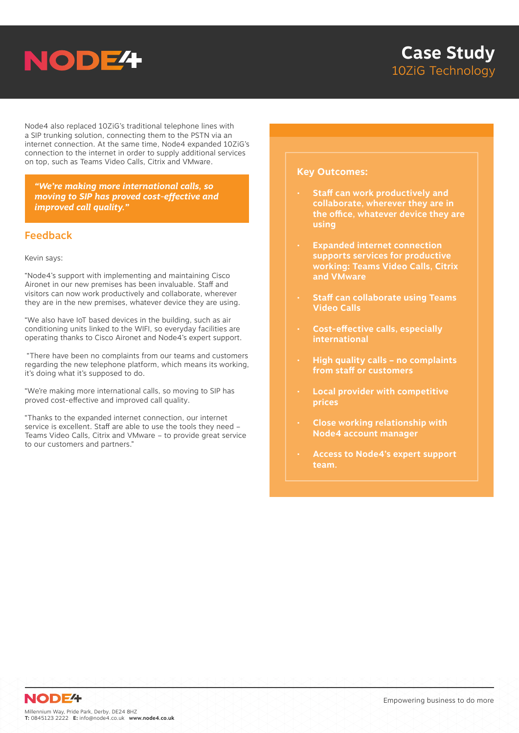Node4 also replaced 10ZiG's traditional telephone lines with a SIP trunking solution, connecting them to the PSTN via an internet connection. At the same time, Node4 expanded 10ZiG's connection to the internet in order to supply additional services on top, such as Teams Video Calls, Citrix and VMware.

> ***"We're making more international calls, so moving to SIP has proved cost-effective and improved call quality."***

## Feedback

Kevin says:

"Node4's support with implementing and maintaining Cisco Aironet in our new premises has been invaluable. Staff and visitors can now work productively and collaborate, wherever they are in the new premises, whatever device they are using.

"We also have IoT based devices in the building, such as air conditioning units linked to the WIFI, so everyday facilities are operating thanks to Cisco Aironet and Node4's expert support.

"There have been no complaints from our teams and customers regarding the new telephone platform, which means its working, it's doing what it's supposed to do.

"We're making more international calls, so moving to SIP has proved cost-effective and improved call quality.

"Thanks to the expanded internet connection, our internet service is excellent. Staff are able to use the tools they need – Teams Video Calls, Citrix and VMware – to provide great service to our customers and partners."

### Key Outcomes:

- **Staff can work productively and collaborate, wherever they are in the office, whatever device they are using**
- **Expanded internet connection supports services for productive working: Teams Video Calls, Citrix and VMware**
- **Staff can collaborate using Teams Video Calls**
- **Cost-effective calls, especially international**
- **High quality calls – no complaints from staff or customers**
- **Local provider with competitive prices**
- **Close working relationship with Node4 account manager**
- **Access to Node4's expert support team.**